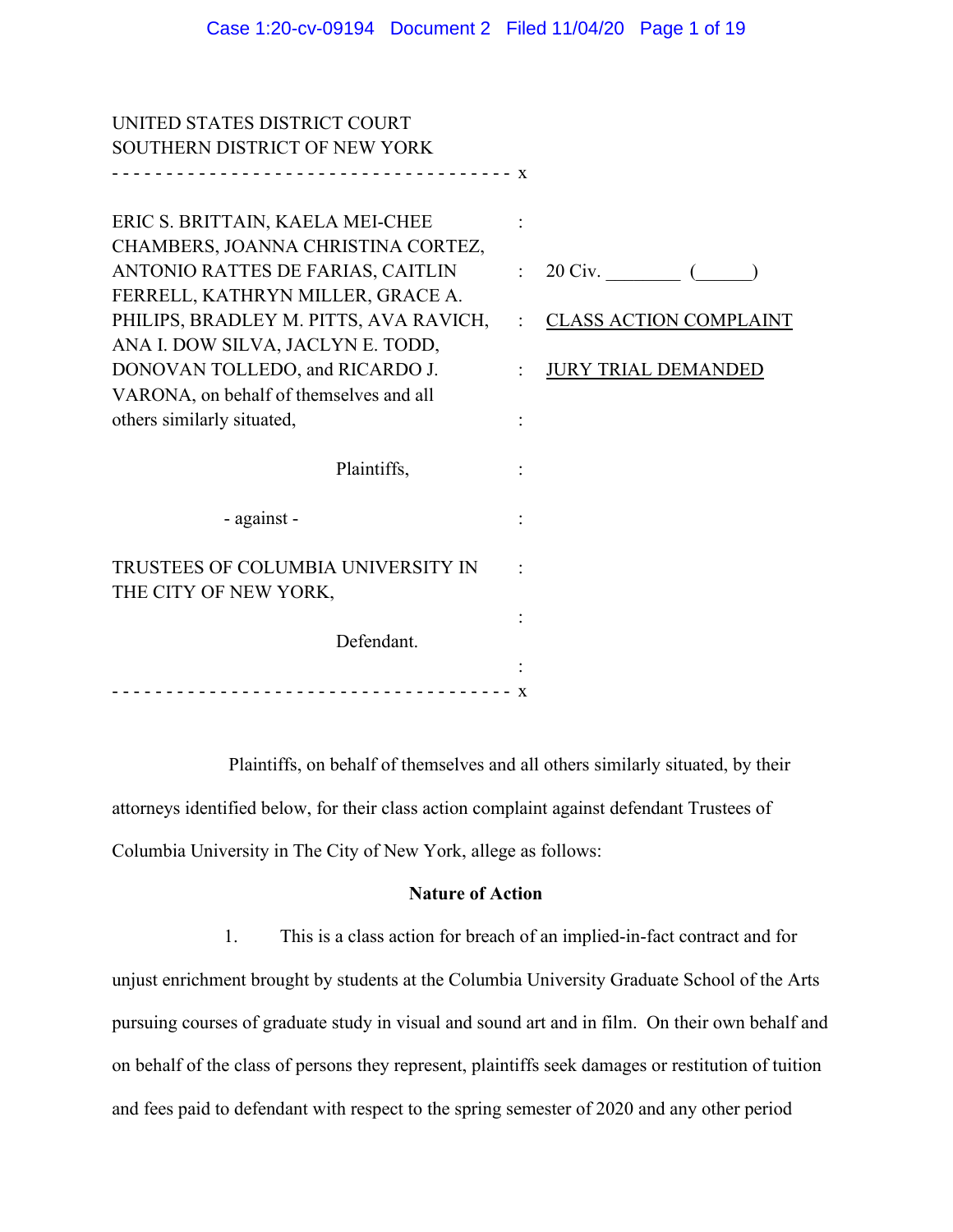UNITED STATES DISTRICT COURT
SOUTHERN DISTRICT OF NEW YORK

- - - - - - - - - - - - - - - - - - - - - - - - - - - - - - - - - - - - - x

| | | |
|---|---|---|
| ERIC S. BRITTAIN, KAELA MEI-CHEE CHAMBERS, JOANNA CHRISTINA CORTEZ, ANTONIO RATTES DE FARIAS, CAITLIN FERRELL, KATHRYN MILLER, GRACE A. PHILIPS, BRADLEY M. PITTS, AVA RAVICH, ANA I. DOW SILVA, JACLYN E. TODD, DONOVAN TOLLEDO, and RICARDO J. VARONA, on behalf of themselves and all others similarly situated, | : | 20 Civ. ________ (______) |
| Plaintiffs, | : | CLASS ACTION COMPLAINT |
| - against - | : | JURY TRIAL DEMANDED |
| TRUSTEES OF COLUMBIA UNIVERSITY IN THE CITY OF NEW YORK, | : | |
| Defendant. | : | |

- - - - - - - - - - - - - - - - - - - - - - - - - - - - - - - - - - - - - x

Plaintiffs, on behalf of themselves and all others similarly situated, by their attorneys identified below, for their class action complaint against defendant Trustees of Columbia University in The City of New York, allege as follows:

**Nature of Action**

1. This is a class action for breach of an implied-in-fact contract and for unjust enrichment brought by students at the Columbia University Graduate School of the Arts pursuing courses of graduate study in visual and sound art and in film. On their own behalf and on behalf of the class of persons they represent, plaintiffs seek damages or restitution of tuition and fees paid to defendant with respect to the spring semester of 2020 and any other period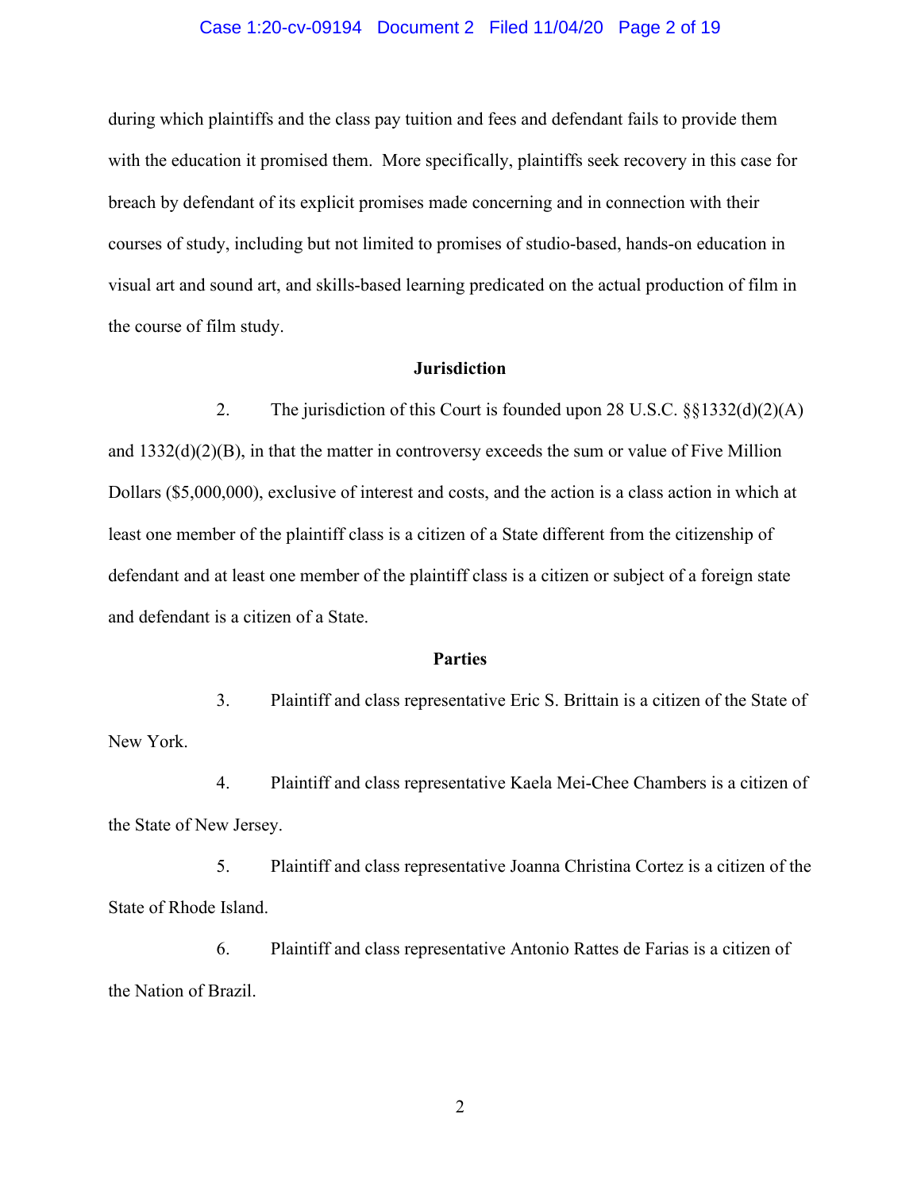during which plaintiffs and the class pay tuition and fees and defendant fails to provide them with the education it promised them. More specifically, plaintiffs seek recovery in this case for breach by defendant of its explicit promises made concerning and in connection with their courses of study, including but not limited to promises of studio-based, hands-on education in visual art and sound art, and skills-based learning predicated on the actual production of film in the course of film study.

**Jurisdiction**

2. The jurisdiction of this Court is founded upon 28 U.S.C. §§1332(d)(2)(A) and 1332(d)(2)(B), in that the matter in controversy exceeds the sum or value of Five Million Dollars ($5,000,000), exclusive of interest and costs, and the action is a class action in which at least one member of the plaintiff class is a citizen of a State different from the citizenship of defendant and at least one member of the plaintiff class is a citizen or subject of a foreign state and defendant is a citizen of a State.

**Parties**

3. Plaintiff and class representative Eric S. Brittain is a citizen of the State of New York.

4. Plaintiff and class representative Kaela Mei-Chee Chambers is a citizen of the State of New Jersey.

5. Plaintiff and class representative Joanna Christina Cortez is a citizen of the State of Rhode Island.

6. Plaintiff and class representative Antonio Rattes de Farias is a citizen of the Nation of Brazil.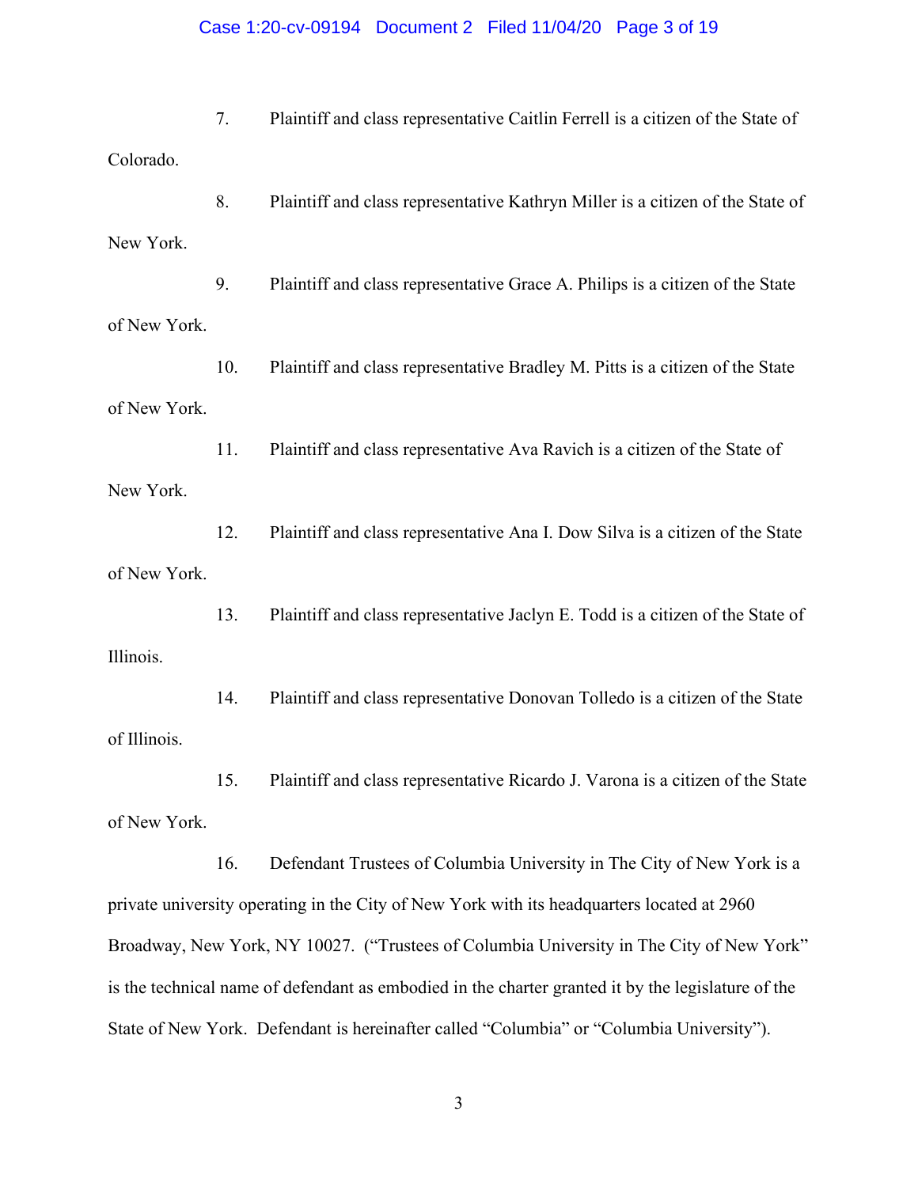7. Plaintiff and class representative Caitlin Ferrell is a citizen of the State of Colorado.

8. Plaintiff and class representative Kathryn Miller is a citizen of the State of New York.

9. Plaintiff and class representative Grace A. Philips is a citizen of the State of New York.

10. Plaintiff and class representative Bradley M. Pitts is a citizen of the State of New York.

11. Plaintiff and class representative Ava Ravich is a citizen of the State of New York.

12. Plaintiff and class representative Ana I. Dow Silva is a citizen of the State of New York.

13. Plaintiff and class representative Jaclyn E. Todd is a citizen of the State of Illinois.

14. Plaintiff and class representative Donovan Tolledo is a citizen of the State of Illinois.

15. Plaintiff and class representative Ricardo J. Varona is a citizen of the State of New York.

16. Defendant Trustees of Columbia University in The City of New York is a private university operating in the City of New York with its headquarters located at 2960 Broadway, New York, NY 10027. ("Trustees of Columbia University in The City of New York" is the technical name of defendant as embodied in the charter granted it by the legislature of the State of New York. Defendant is hereinafter called "Columbia" or "Columbia University").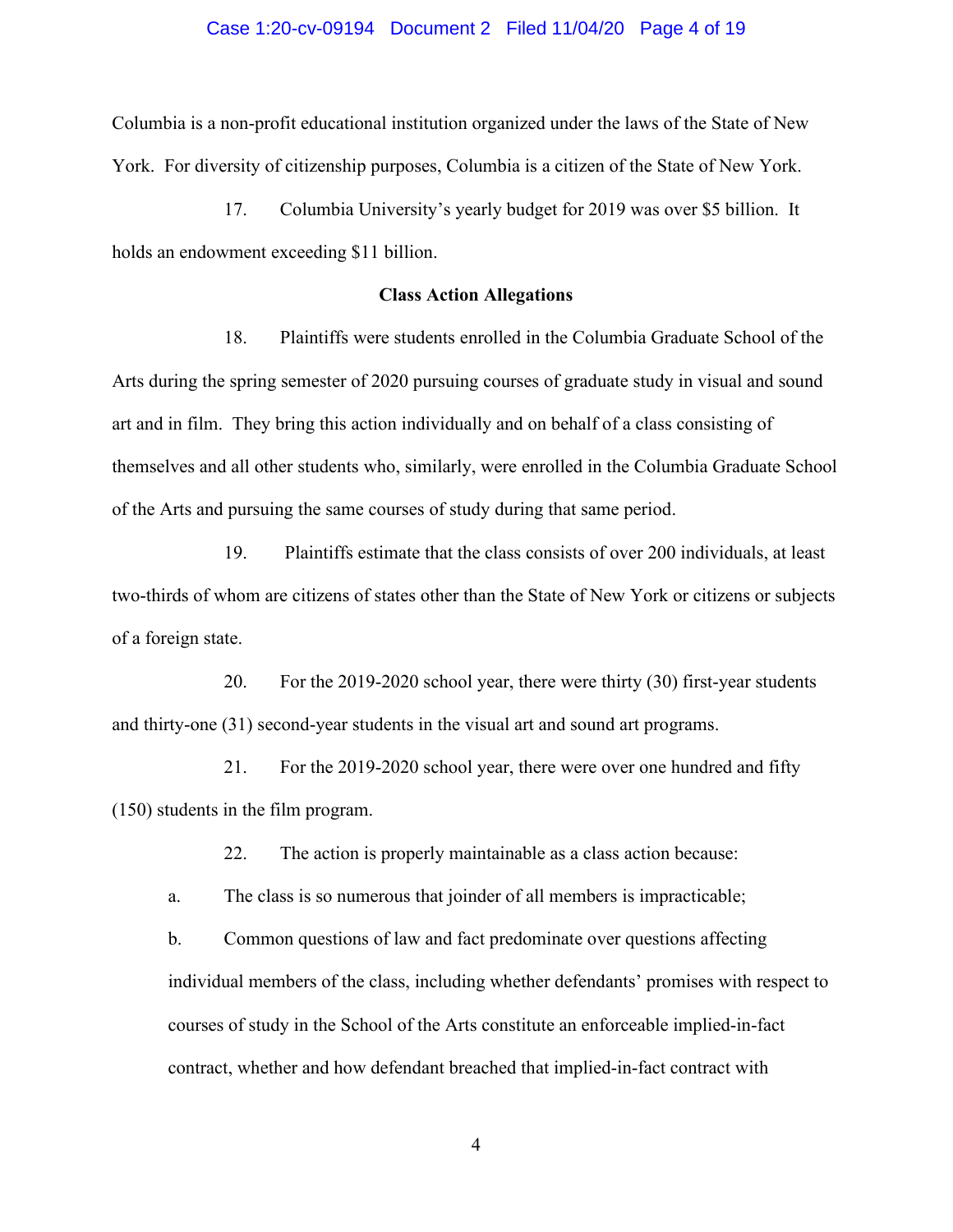Columbia is a non-profit educational institution organized under the laws of the State of New York. For diversity of citizenship purposes, Columbia is a citizen of the State of New York.

17. Columbia University's yearly budget for 2019 was over $5 billion. It holds an endowment exceeding $11 billion.

**Class Action Allegations**

18. Plaintiffs were students enrolled in the Columbia Graduate School of the Arts during the spring semester of 2020 pursuing courses of graduate study in visual and sound art and in film. They bring this action individually and on behalf of a class consisting of themselves and all other students who, similarly, were enrolled in the Columbia Graduate School of the Arts and pursuing the same courses of study during that same period.

19. Plaintiffs estimate that the class consists of over 200 individuals, at least two-thirds of whom are citizens of states other than the State of New York or citizens or subjects of a foreign state.

20. For the 2019-2020 school year, there were thirty (30) first-year students and thirty-one (31) second-year students in the visual art and sound art programs.

21. For the 2019-2020 school year, there were over one hundred and fifty (150) students in the film program.

22. The action is properly maintainable as a class action because:

a. The class is so numerous that joinder of all members is impracticable;

b. Common questions of law and fact predominate over questions affecting individual members of the class, including whether defendants' promises with respect to courses of study in the School of the Arts constitute an enforceable implied-in-fact contract, whether and how defendant breached that implied-in-fact contract with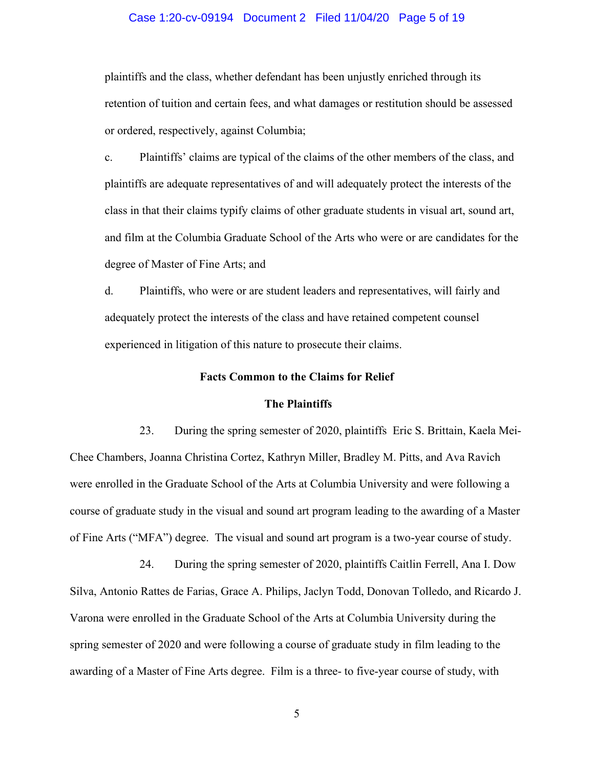plaintiffs and the class, whether defendant has been unjustly enriched through its retention of tuition and certain fees, and what damages or restitution should be assessed or ordered, respectively, against Columbia;

c. Plaintiffs' claims are typical of the claims of the other members of the class, and plaintiffs are adequate representatives of and will adequately protect the interests of the class in that their claims typify claims of other graduate students in visual art, sound art, and film at the Columbia Graduate School of the Arts who were or are candidates for the degree of Master of Fine Arts; and

d. Plaintiffs, who were or are student leaders and representatives, will fairly and adequately protect the interests of the class and have retained competent counsel experienced in litigation of this nature to prosecute their claims.

**Facts Common to the Claims for Relief**

**The Plaintiffs**

23. During the spring semester of 2020, plaintiffs Eric S. Brittain, Kaela Mei-Chee Chambers, Joanna Christina Cortez, Kathryn Miller, Bradley M. Pitts, and Ava Ravich were enrolled in the Graduate School of the Arts at Columbia University and were following a course of graduate study in the visual and sound art program leading to the awarding of a Master of Fine Arts ("MFA") degree. The visual and sound art program is a two-year course of study.

24. During the spring semester of 2020, plaintiffs Caitlin Ferrell, Ana I. Dow Silva, Antonio Rattes de Farias, Grace A. Philips, Jaclyn Todd, Donovan Tolledo, and Ricardo J. Varona were enrolled in the Graduate School of the Arts at Columbia University during the spring semester of 2020 and were following a course of graduate study in film leading to the awarding of a Master of Fine Arts degree. Film is a three- to five-year course of study, with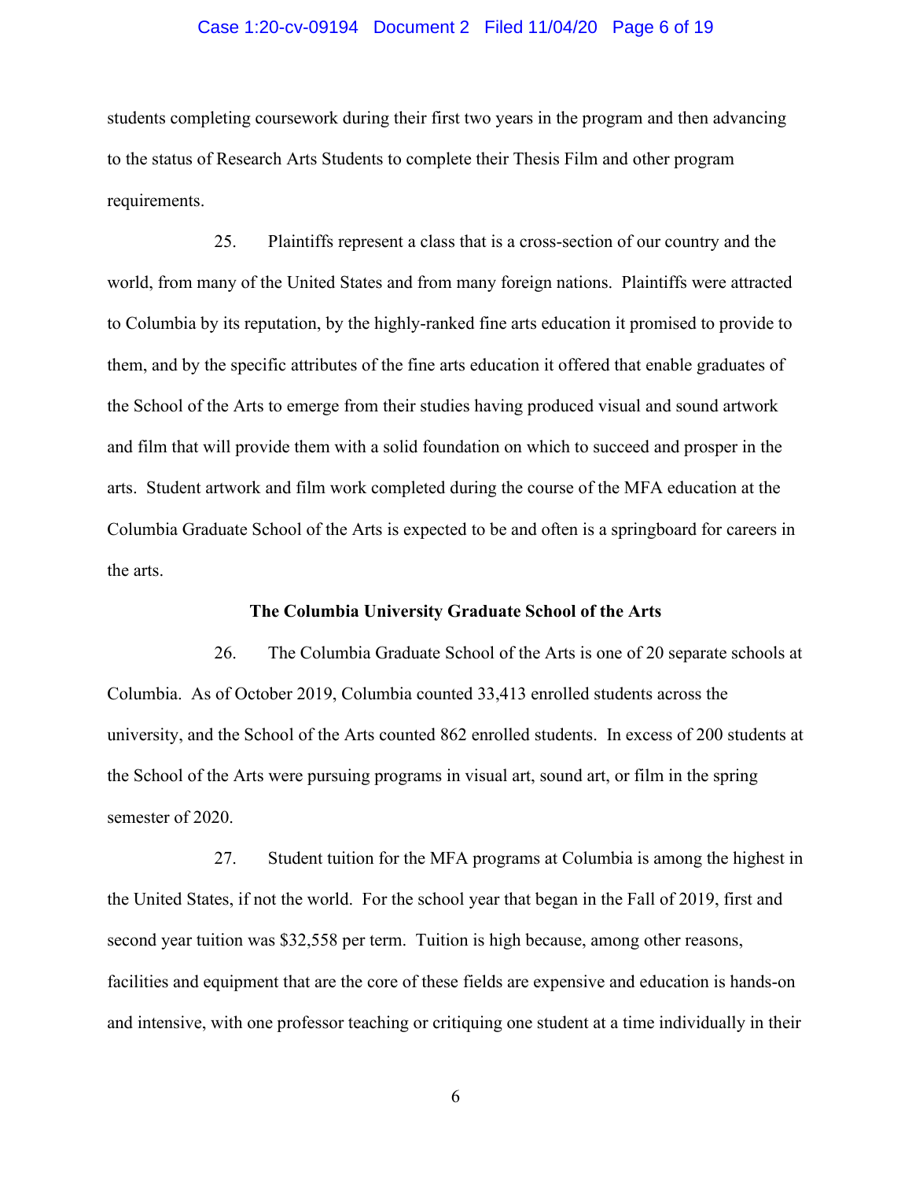students completing coursework during their first two years in the program and then advancing to the status of Research Arts Students to complete their Thesis Film and other program requirements.

25. Plaintiffs represent a class that is a cross-section of our country and the world, from many of the United States and from many foreign nations. Plaintiffs were attracted to Columbia by its reputation, by the highly-ranked fine arts education it promised to provide to them, and by the specific attributes of the fine arts education it offered that enable graduates of the School of the Arts to emerge from their studies having produced visual and sound artwork and film that will provide them with a solid foundation on which to succeed and prosper in the arts. Student artwork and film work completed during the course of the MFA education at the Columbia Graduate School of the Arts is expected to be and often is a springboard for careers in the arts.

**The Columbia University Graduate School of the Arts**

26. The Columbia Graduate School of the Arts is one of 20 separate schools at Columbia. As of October 2019, Columbia counted 33,413 enrolled students across the university, and the School of the Arts counted 862 enrolled students. In excess of 200 students at the School of the Arts were pursuing programs in visual art, sound art, or film in the spring semester of 2020.

27. Student tuition for the MFA programs at Columbia is among the highest in the United States, if not the world. For the school year that began in the Fall of 2019, first and second year tuition was $32,558 per term. Tuition is high because, among other reasons, facilities and equipment that are the core of these fields are expensive and education is hands-on and intensive, with one professor teaching or critiquing one student at a time individually in their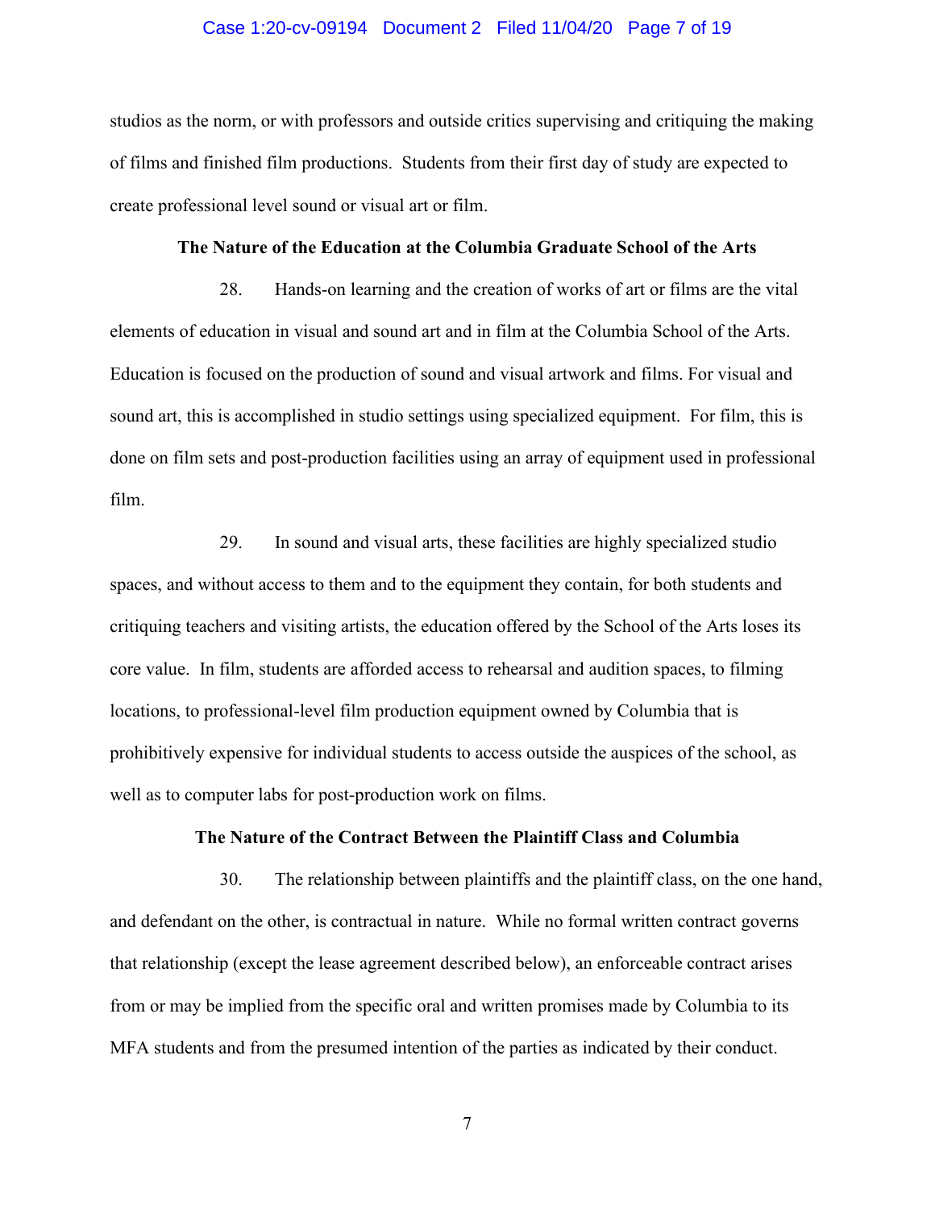studios as the norm, or with professors and outside critics supervising and critiquing the making of films and finished film productions. Students from their first day of study are expected to create professional level sound or visual art or film.

**The Nature of the Education at the Columbia Graduate School of the Arts**

28. Hands-on learning and the creation of works of art or films are the vital elements of education in visual and sound art and in film at the Columbia School of the Arts. Education is focused on the production of sound and visual artwork and films. For visual and sound art, this is accomplished in studio settings using specialized equipment. For film, this is done on film sets and post-production facilities using an array of equipment used in professional film.

29. In sound and visual arts, these facilities are highly specialized studio spaces, and without access to them and to the equipment they contain, for both students and critiquing teachers and visiting artists, the education offered by the School of the Arts loses its core value. In film, students are afforded access to rehearsal and audition spaces, to filming locations, to professional-level film production equipment owned by Columbia that is prohibitively expensive for individual students to access outside the auspices of the school, as well as to computer labs for post-production work on films.

**The Nature of the Contract Between the Plaintiff Class and Columbia**

30. The relationship between plaintiffs and the plaintiff class, on the one hand, and defendant on the other, is contractual in nature. While no formal written contract governs that relationship (except the lease agreement described below), an enforceable contract arises from or may be implied from the specific oral and written promises made by Columbia to its MFA students and from the presumed intention of the parties as indicated by their conduct.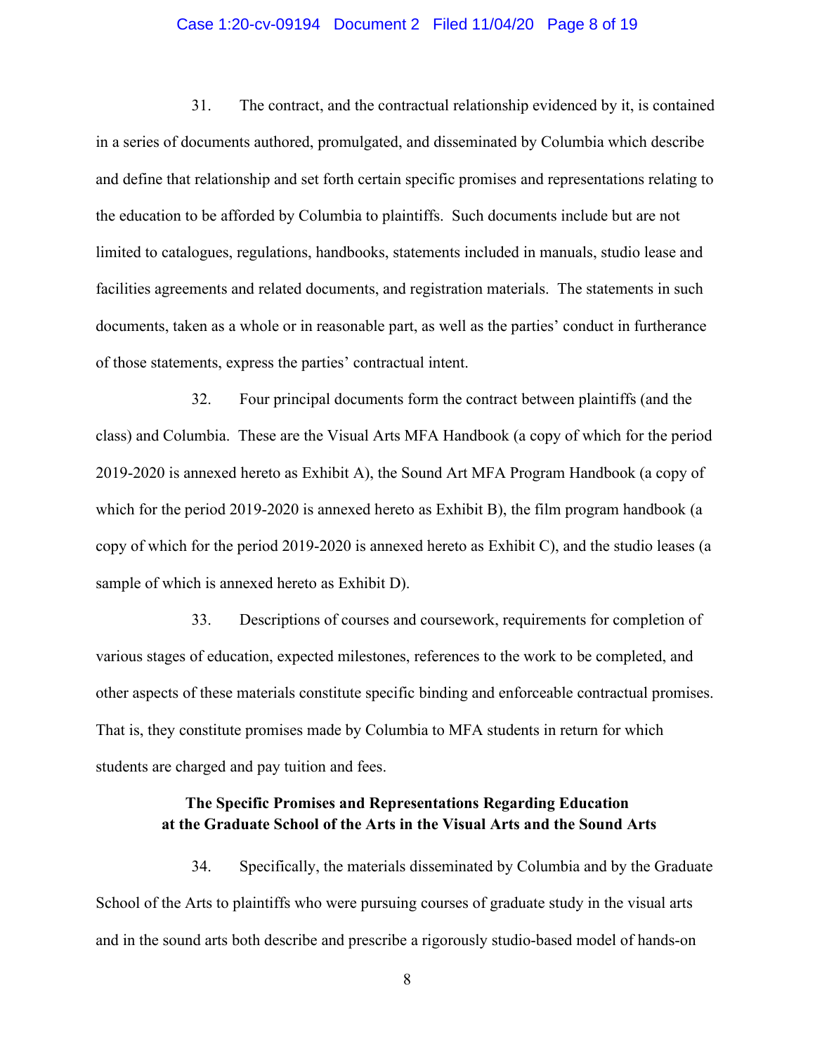31. The contract, and the contractual relationship evidenced by it, is contained in a series of documents authored, promulgated, and disseminated by Columbia which describe and define that relationship and set forth certain specific promises and representations relating to the education to be afforded by Columbia to plaintiffs. Such documents include but are not limited to catalogues, regulations, handbooks, statements included in manuals, studio lease and facilities agreements and related documents, and registration materials. The statements in such documents, taken as a whole or in reasonable part, as well as the parties' conduct in furtherance of those statements, express the parties' contractual intent.

32. Four principal documents form the contract between plaintiffs (and the class) and Columbia. These are the Visual Arts MFA Handbook (a copy of which for the period 2019-2020 is annexed hereto as Exhibit A), the Sound Art MFA Program Handbook (a copy of which for the period 2019-2020 is annexed hereto as Exhibit B), the film program handbook (a copy of which for the period 2019-2020 is annexed hereto as Exhibit C), and the studio leases (a sample of which is annexed hereto as Exhibit D).

33. Descriptions of courses and coursework, requirements for completion of various stages of education, expected milestones, references to the work to be completed, and other aspects of these materials constitute specific binding and enforceable contractual promises. That is, they constitute promises made by Columbia to MFA students in return for which students are charged and pay tuition and fees.

**The Specific Promises and Representations Regarding Education at the Graduate School of the Arts in the Visual Arts and the Sound Arts**

34. Specifically, the materials disseminated by Columbia and by the Graduate School of the Arts to plaintiffs who were pursuing courses of graduate study in the visual arts and in the sound arts both describe and prescribe a rigorously studio-based model of hands-on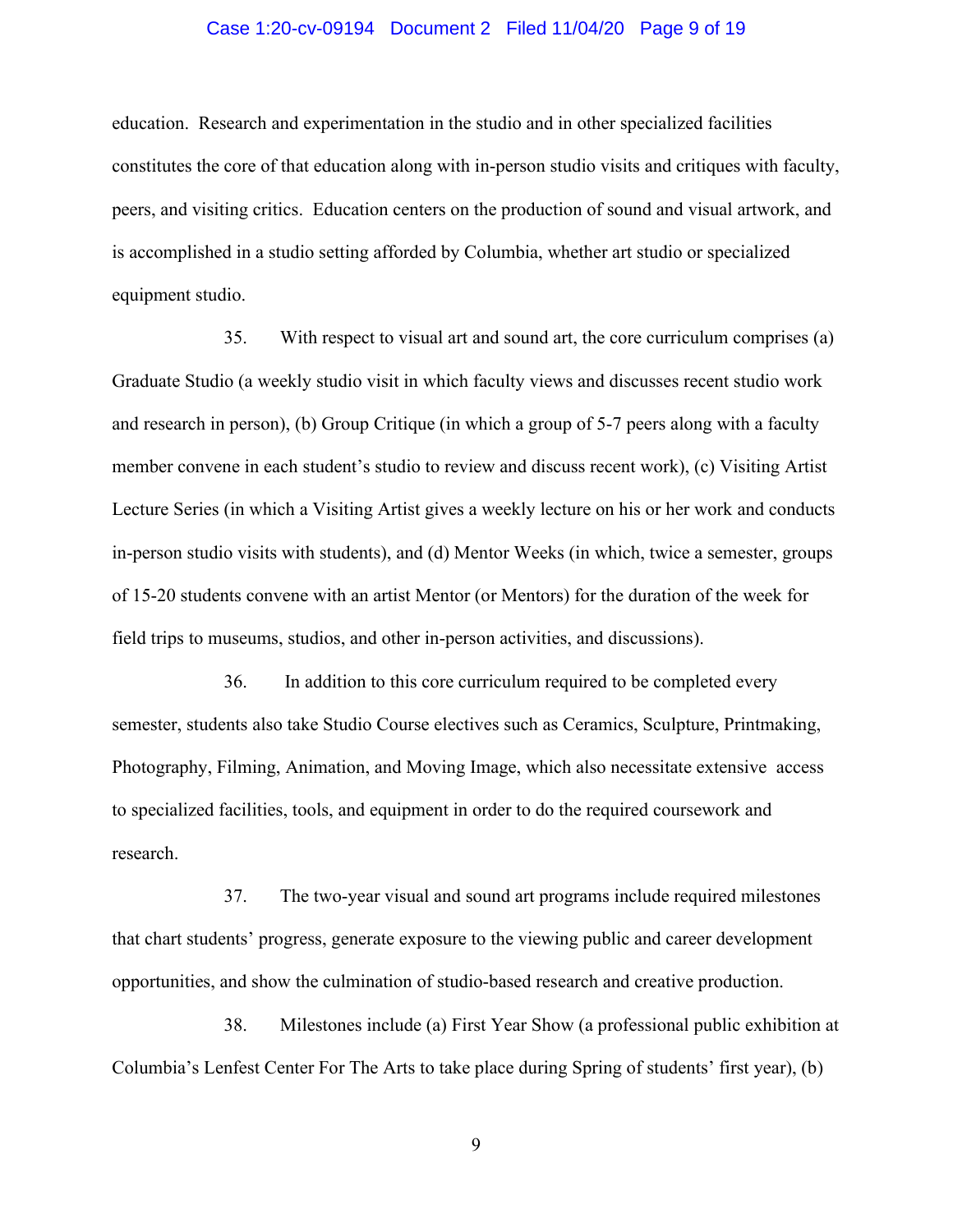education. Research and experimentation in the studio and in other specialized facilities constitutes the core of that education along with in-person studio visits and critiques with faculty, peers, and visiting critics. Education centers on the production of sound and visual artwork, and is accomplished in a studio setting afforded by Columbia, whether art studio or specialized equipment studio.

35. With respect to visual art and sound art, the core curriculum comprises (a) Graduate Studio (a weekly studio visit in which faculty views and discusses recent studio work and research in person), (b) Group Critique (in which a group of 5-7 peers along with a faculty member convene in each student's studio to review and discuss recent work), (c) Visiting Artist Lecture Series (in which a Visiting Artist gives a weekly lecture on his or her work and conducts in-person studio visits with students), and (d) Mentor Weeks (in which, twice a semester, groups of 15-20 students convene with an artist Mentor (or Mentors) for the duration of the week for field trips to museums, studios, and other in-person activities, and discussions).

36. In addition to this core curriculum required to be completed every semester, students also take Studio Course electives such as Ceramics, Sculpture, Printmaking, Photography, Filming, Animation, and Moving Image, which also necessitate extensive access to specialized facilities, tools, and equipment in order to do the required coursework and research.

37. The two-year visual and sound art programs include required milestones that chart students' progress, generate exposure to the viewing public and career development opportunities, and show the culmination of studio-based research and creative production.

38. Milestones include (a) First Year Show (a professional public exhibition at Columbia's Lenfest Center For The Arts to take place during Spring of students' first year), (b)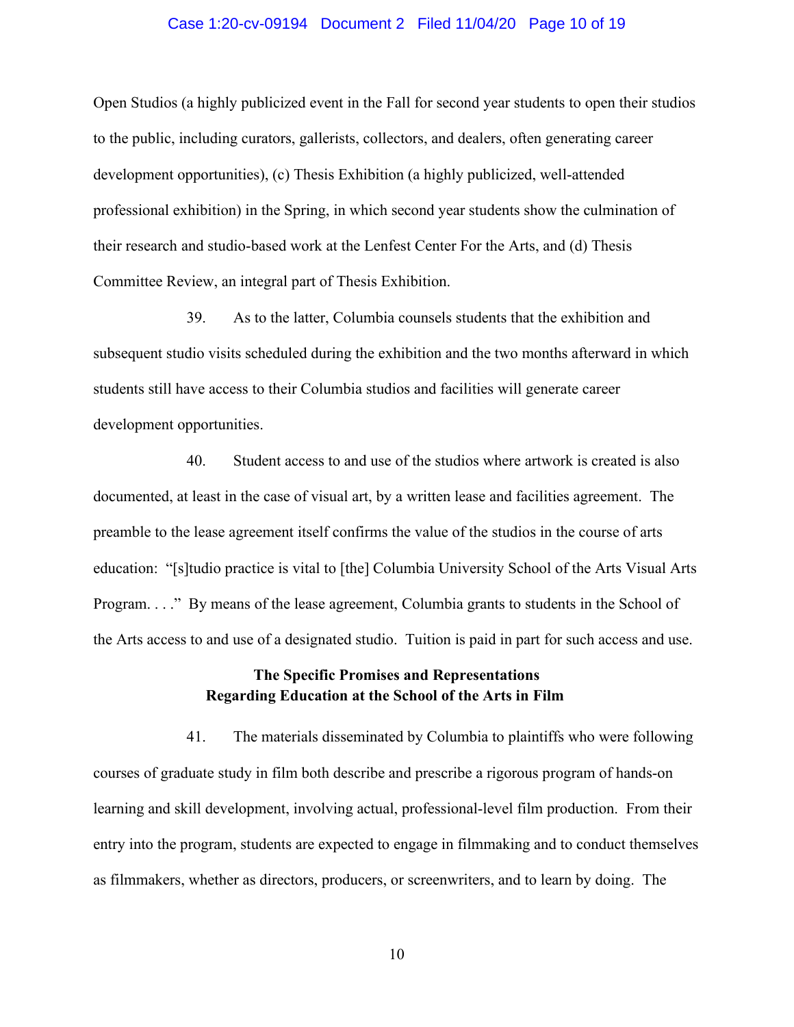Open Studios (a highly publicized event in the Fall for second year students to open their studios to the public, including curators, gallerists, collectors, and dealers, often generating career development opportunities), (c) Thesis Exhibition (a highly publicized, well-attended professional exhibition) in the Spring, in which second year students show the culmination of their research and studio-based work at the Lenfest Center For the Arts, and (d) Thesis Committee Review, an integral part of Thesis Exhibition.

39. As to the latter, Columbia counsels students that the exhibition and subsequent studio visits scheduled during the exhibition and the two months afterward in which students still have access to their Columbia studios and facilities will generate career development opportunities.

40. Student access to and use of the studios where artwork is created is also documented, at least in the case of visual art, by a written lease and facilities agreement. The preamble to the lease agreement itself confirms the value of the studios in the course of arts education: "[s]tudio practice is vital to [the] Columbia University School of the Arts Visual Arts Program. . . ." By means of the lease agreement, Columbia grants to students in the School of the Arts access to and use of a designated studio. Tuition is paid in part for such access and use.

**The Specific Promises and Representations Regarding Education at the School of the Arts in Film**

41. The materials disseminated by Columbia to plaintiffs who were following courses of graduate study in film both describe and prescribe a rigorous program of hands-on learning and skill development, involving actual, professional-level film production. From their entry into the program, students are expected to engage in filmmaking and to conduct themselves as filmmakers, whether as directors, producers, or screenwriters, and to learn by doing. The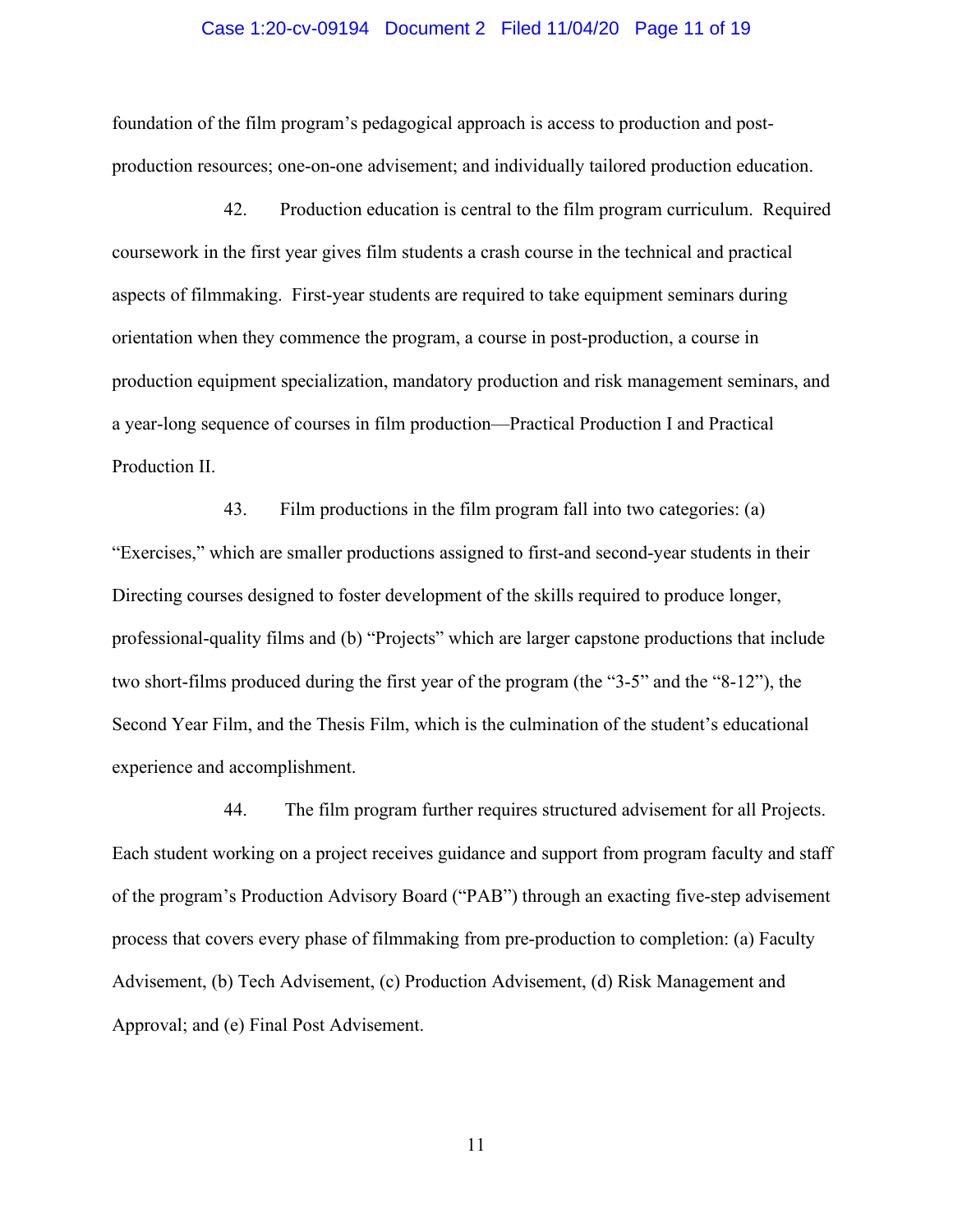foundation of the film program's pedagogical approach is access to production and post-production resources; one-on-one advisement; and individually tailored production education.

42. Production education is central to the film program curriculum. Required coursework in the first year gives film students a crash course in the technical and practical aspects of filmmaking. First-year students are required to take equipment seminars during orientation when they commence the program, a course in post-production, a course in production equipment specialization, mandatory production and risk management seminars, and a year-long sequence of courses in film production—Practical Production I and Practical Production II.

43. Film productions in the film program fall into two categories: (a) "Exercises," which are smaller productions assigned to first-and second-year students in their Directing courses designed to foster development of the skills required to produce longer, professional-quality films and (b) "Projects" which are larger capstone productions that include two short-films produced during the first year of the program (the "3-5" and the "8-12"), the Second Year Film, and the Thesis Film, which is the culmination of the student's educational experience and accomplishment.

44. The film program further requires structured advisement for all Projects. Each student working on a project receives guidance and support from program faculty and staff of the program's Production Advisory Board ("PAB") through an exacting five-step advisement process that covers every phase of filmmaking from pre-production to completion: (a) Faculty Advisement, (b) Tech Advisement, (c) Production Advisement, (d) Risk Management and Approval; and (e) Final Post Advisement.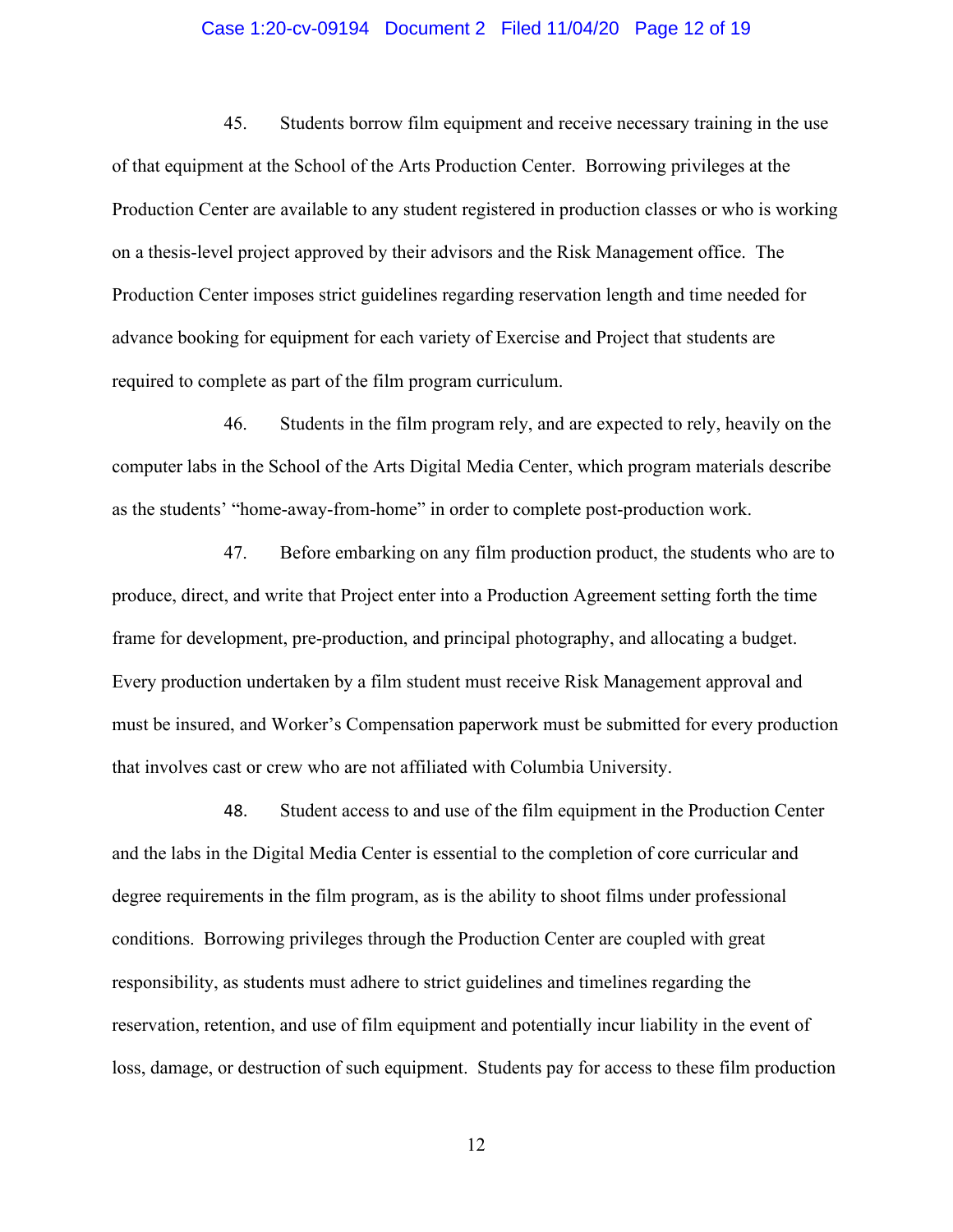45. Students borrow film equipment and receive necessary training in the use of that equipment at the School of the Arts Production Center. Borrowing privileges at the Production Center are available to any student registered in production classes or who is working on a thesis-level project approved by their advisors and the Risk Management office. The Production Center imposes strict guidelines regarding reservation length and time needed for advance booking for equipment for each variety of Exercise and Project that students are required to complete as part of the film program curriculum.

46. Students in the film program rely, and are expected to rely, heavily on the computer labs in the School of the Arts Digital Media Center, which program materials describe as the students' "home-away-from-home" in order to complete post-production work.

47. Before embarking on any film production product, the students who are to produce, direct, and write that Project enter into a Production Agreement setting forth the time frame for development, pre-production, and principal photography, and allocating a budget. Every production undertaken by a film student must receive Risk Management approval and must be insured, and Worker's Compensation paperwork must be submitted for every production that involves cast or crew who are not affiliated with Columbia University.

48. Student access to and use of the film equipment in the Production Center and the labs in the Digital Media Center is essential to the completion of core curricular and degree requirements in the film program, as is the ability to shoot films under professional conditions. Borrowing privileges through the Production Center are coupled with great responsibility, as students must adhere to strict guidelines and timelines regarding the reservation, retention, and use of film equipment and potentially incur liability in the event of loss, damage, or destruction of such equipment. Students pay for access to these film production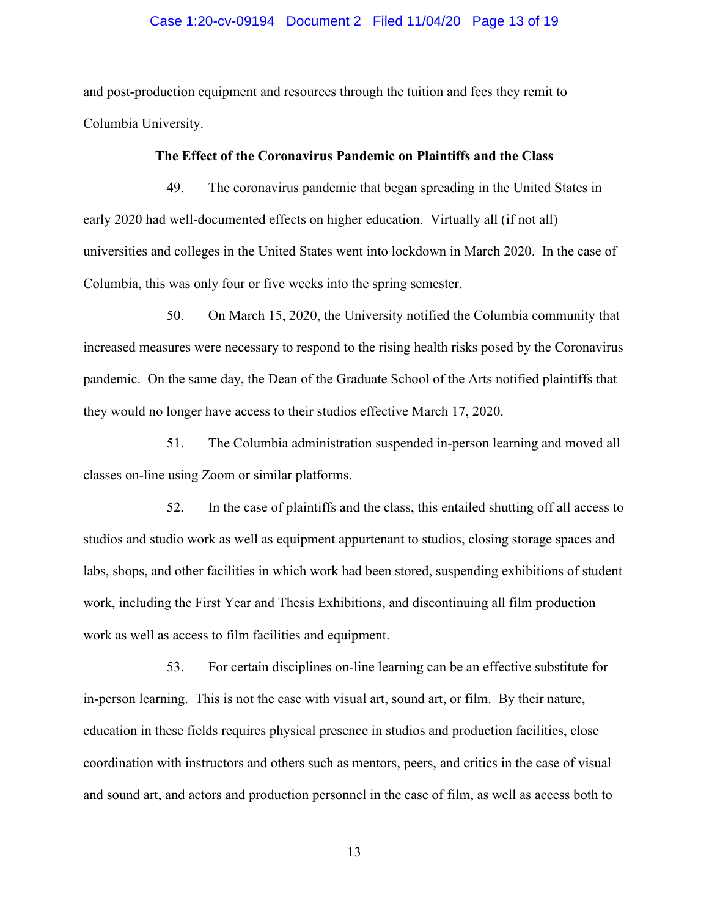and post-production equipment and resources through the tuition and fees they remit to Columbia University.

**The Effect of the Coronavirus Pandemic on Plaintiffs and the Class**

49. The coronavirus pandemic that began spreading in the United States in early 2020 had well-documented effects on higher education. Virtually all (if not all) universities and colleges in the United States went into lockdown in March 2020. In the case of Columbia, this was only four or five weeks into the spring semester.

50. On March 15, 2020, the University notified the Columbia community that increased measures were necessary to respond to the rising health risks posed by the Coronavirus pandemic. On the same day, the Dean of the Graduate School of the Arts notified plaintiffs that they would no longer have access to their studios effective March 17, 2020.

51. The Columbia administration suspended in-person learning and moved all classes on-line using Zoom or similar platforms.

52. In the case of plaintiffs and the class, this entailed shutting off all access to studios and studio work as well as equipment appurtenant to studios, closing storage spaces and labs, shops, and other facilities in which work had been stored, suspending exhibitions of student work, including the First Year and Thesis Exhibitions, and discontinuing all film production work as well as access to film facilities and equipment.

53. For certain disciplines on-line learning can be an effective substitute for in-person learning. This is not the case with visual art, sound art, or film. By their nature, education in these fields requires physical presence in studios and production facilities, close coordination with instructors and others such as mentors, peers, and critics in the case of visual and sound art, and actors and production personnel in the case of film, as well as access both to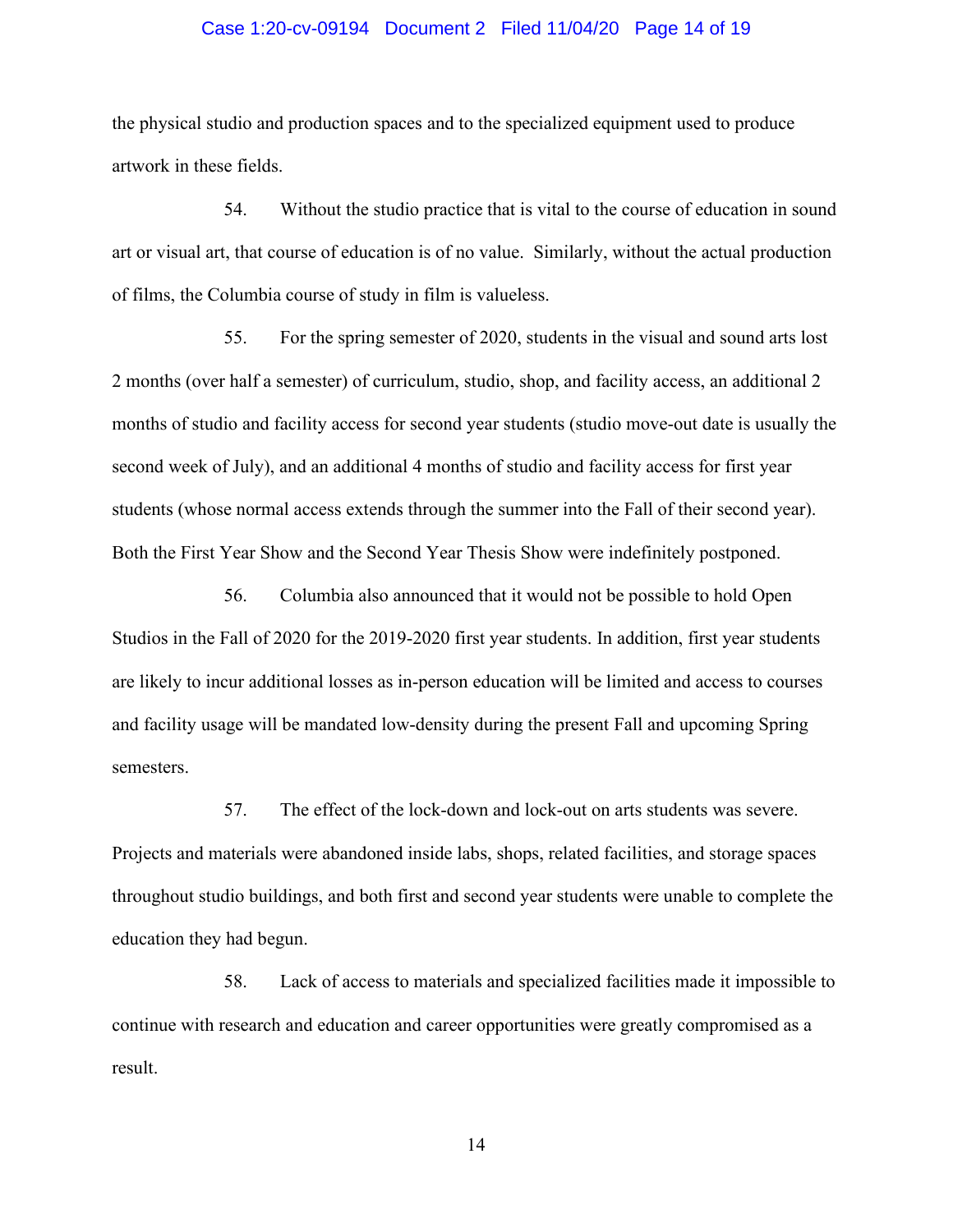the physical studio and production spaces and to the specialized equipment used to produce artwork in these fields.

54. Without the studio practice that is vital to the course of education in sound art or visual art, that course of education is of no value. Similarly, without the actual production of films, the Columbia course of study in film is valueless.

55. For the spring semester of 2020, students in the visual and sound arts lost 2 months (over half a semester) of curriculum, studio, shop, and facility access, an additional 2 months of studio and facility access for second year students (studio move-out date is usually the second week of July), and an additional 4 months of studio and facility access for first year students (whose normal access extends through the summer into the Fall of their second year). Both the First Year Show and the Second Year Thesis Show were indefinitely postponed.

56. Columbia also announced that it would not be possible to hold Open Studios in the Fall of 2020 for the 2019-2020 first year students. In addition, first year students are likely to incur additional losses as in-person education will be limited and access to courses and facility usage will be mandated low-density during the present Fall and upcoming Spring semesters.

57. The effect of the lock-down and lock-out on arts students was severe. Projects and materials were abandoned inside labs, shops, related facilities, and storage spaces throughout studio buildings, and both first and second year students were unable to complete the education they had begun.

58. Lack of access to materials and specialized facilities made it impossible to continue with research and education and career opportunities were greatly compromised as a result.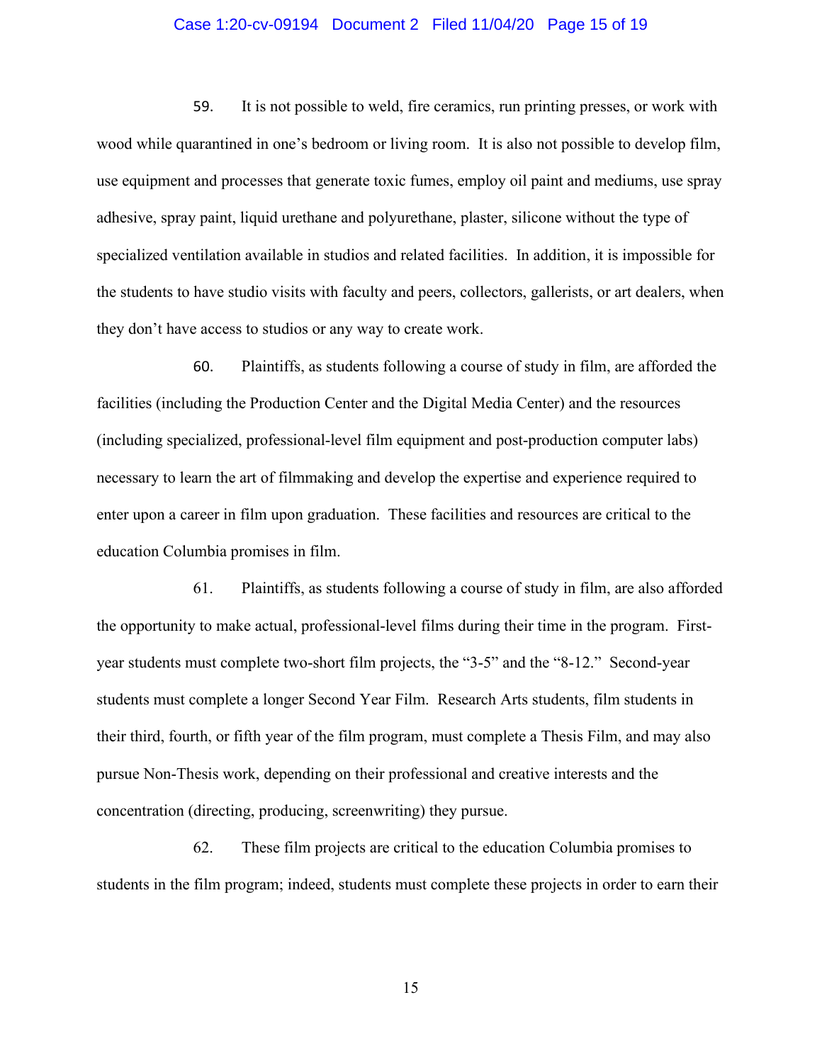59. It is not possible to weld, fire ceramics, run printing presses, or work with wood while quarantined in one's bedroom or living room. It is also not possible to develop film, use equipment and processes that generate toxic fumes, employ oil paint and mediums, use spray adhesive, spray paint, liquid urethane and polyurethane, plaster, silicone without the type of specialized ventilation available in studios and related facilities. In addition, it is impossible for the students to have studio visits with faculty and peers, collectors, gallerists, or art dealers, when they don't have access to studios or any way to create work.

60. Plaintiffs, as students following a course of study in film, are afforded the facilities (including the Production Center and the Digital Media Center) and the resources (including specialized, professional-level film equipment and post-production computer labs) necessary to learn the art of filmmaking and develop the expertise and experience required to enter upon a career in film upon graduation. These facilities and resources are critical to the education Columbia promises in film.

61. Plaintiffs, as students following a course of study in film, are also afforded the opportunity to make actual, professional-level films during their time in the program. First-year students must complete two-short film projects, the "3-5" and the "8-12." Second-year students must complete a longer Second Year Film. Research Arts students, film students in their third, fourth, or fifth year of the film program, must complete a Thesis Film, and may also pursue Non-Thesis work, depending on their professional and creative interests and the concentration (directing, producing, screenwriting) they pursue.

62. These film projects are critical to the education Columbia promises to students in the film program; indeed, students must complete these projects in order to earn their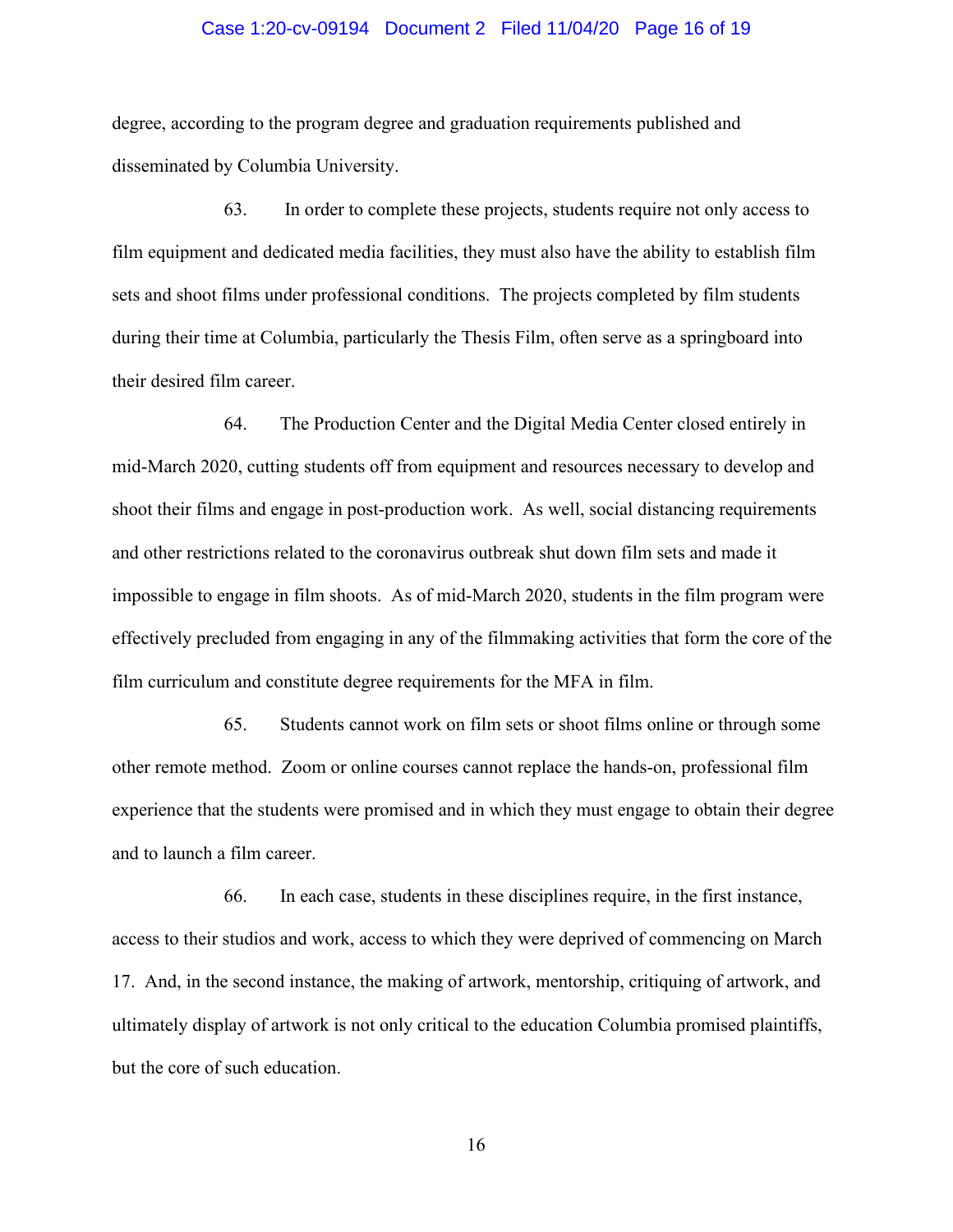degree, according to the program degree and graduation requirements published and disseminated by Columbia University.

63. In order to complete these projects, students require not only access to film equipment and dedicated media facilities, they must also have the ability to establish film sets and shoot films under professional conditions. The projects completed by film students during their time at Columbia, particularly the Thesis Film, often serve as a springboard into their desired film career.

64. The Production Center and the Digital Media Center closed entirely in mid-March 2020, cutting students off from equipment and resources necessary to develop and shoot their films and engage in post-production work. As well, social distancing requirements and other restrictions related to the coronavirus outbreak shut down film sets and made it impossible to engage in film shoots. As of mid-March 2020, students in the film program were effectively precluded from engaging in any of the filmmaking activities that form the core of the film curriculum and constitute degree requirements for the MFA in film.

65. Students cannot work on film sets or shoot films online or through some other remote method. Zoom or online courses cannot replace the hands-on, professional film experience that the students were promised and in which they must engage to obtain their degree and to launch a film career.

66. In each case, students in these disciplines require, in the first instance, access to their studios and work, access to which they were deprived of commencing on March 17. And, in the second instance, the making of artwork, mentorship, critiquing of artwork, and ultimately display of artwork is not only critical to the education Columbia promised plaintiffs, but the core of such education.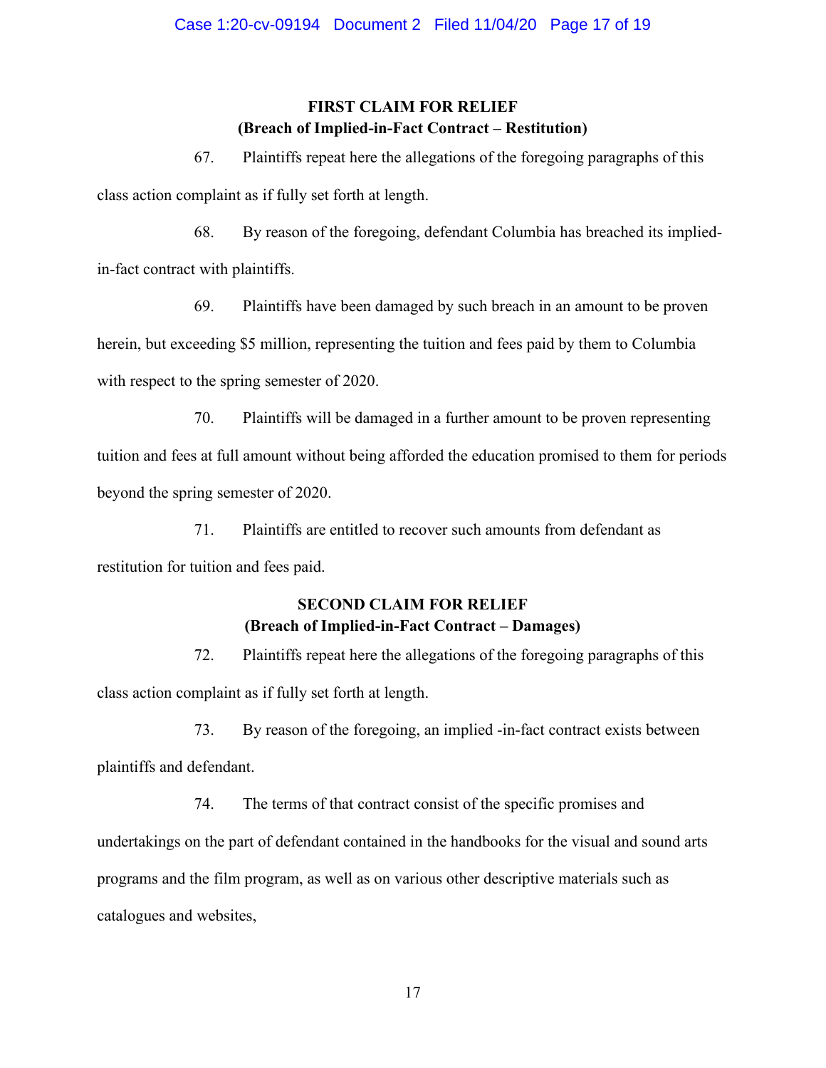**FIRST CLAIM FOR RELIEF**
**(Breach of Implied-in-Fact Contract – Restitution)**

67. Plaintiffs repeat here the allegations of the foregoing paragraphs of this class action complaint as if fully set forth at length.

68. By reason of the foregoing, defendant Columbia has breached its implied-in-fact contract with plaintiffs.

69. Plaintiffs have been damaged by such breach in an amount to be proven herein, but exceeding $5 million, representing the tuition and fees paid by them to Columbia with respect to the spring semester of 2020.

70. Plaintiffs will be damaged in a further amount to be proven representing tuition and fees at full amount without being afforded the education promised to them for periods beyond the spring semester of 2020.

71. Plaintiffs are entitled to recover such amounts from defendant as restitution for tuition and fees paid.

**SECOND CLAIM FOR RELIEF**
**(Breach of Implied-in-Fact Contract – Damages)**

72. Plaintiffs repeat here the allegations of the foregoing paragraphs of this class action complaint as if fully set forth at length.

73. By reason of the foregoing, an implied -in-fact contract exists between plaintiffs and defendant.

74. The terms of that contract consist of the specific promises and undertakings on the part of defendant contained in the handbooks for the visual and sound arts programs and the film program, as well as on various other descriptive materials such as catalogues and websites,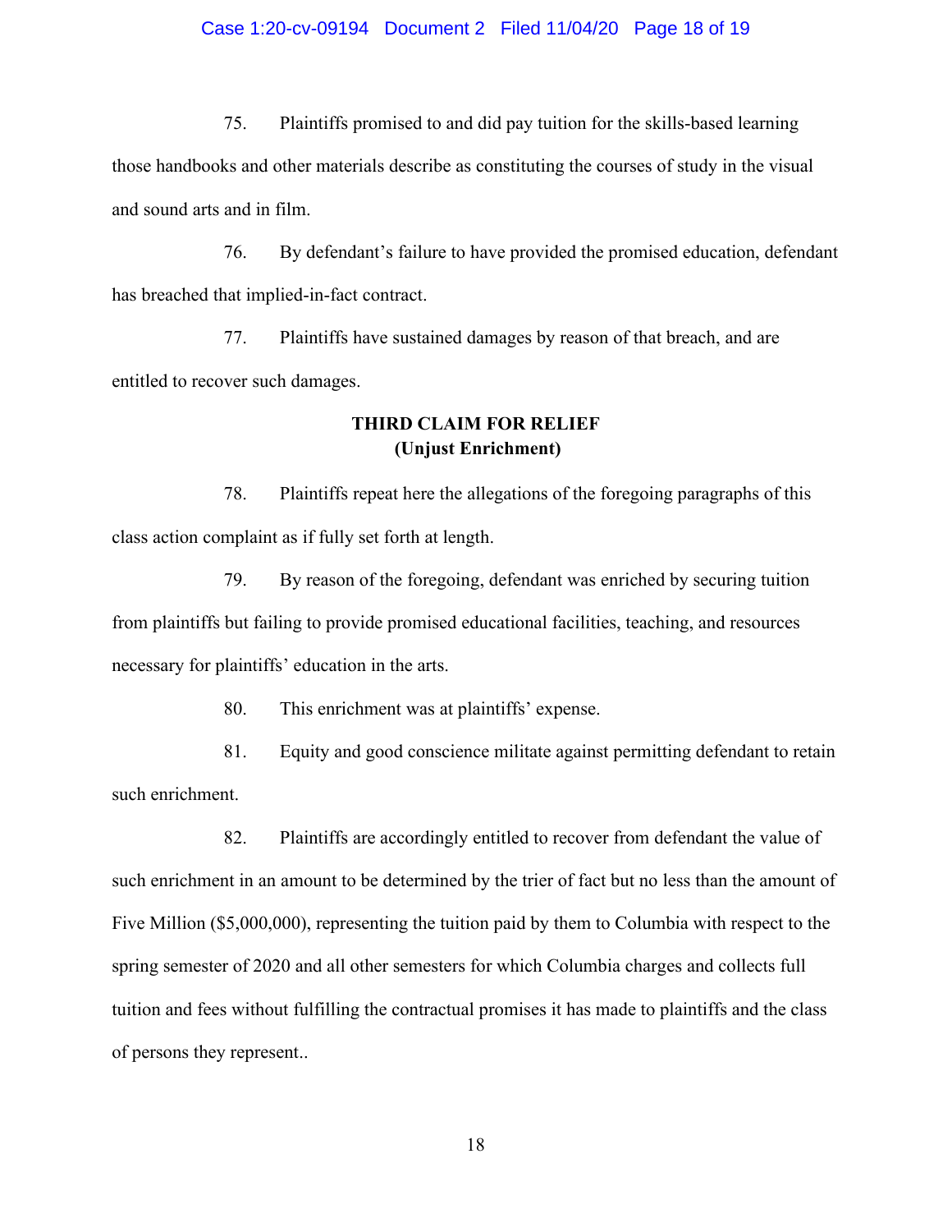75. Plaintiffs promised to and did pay tuition for the skills-based learning those handbooks and other materials describe as constituting the courses of study in the visual and sound arts and in film.

76. By defendant's failure to have provided the promised education, defendant has breached that implied-in-fact contract.

77. Plaintiffs have sustained damages by reason of that breach, and are entitled to recover such damages.

**THIRD CLAIM FOR RELIEF**
**(Unjust Enrichment)**

78. Plaintiffs repeat here the allegations of the foregoing paragraphs of this class action complaint as if fully set forth at length.

79. By reason of the foregoing, defendant was enriched by securing tuition from plaintiffs but failing to provide promised educational facilities, teaching, and resources necessary for plaintiffs' education in the arts.

80. This enrichment was at plaintiffs' expense.

81. Equity and good conscience militate against permitting defendant to retain such enrichment.

82. Plaintiffs are accordingly entitled to recover from defendant the value of such enrichment in an amount to be determined by the trier of fact but no less than the amount of Five Million ($5,000,000), representing the tuition paid by them to Columbia with respect to the spring semester of 2020 and all other semesters for which Columbia charges and collects full tuition and fees without fulfilling the contractual promises it has made to plaintiffs and the class of persons they represent..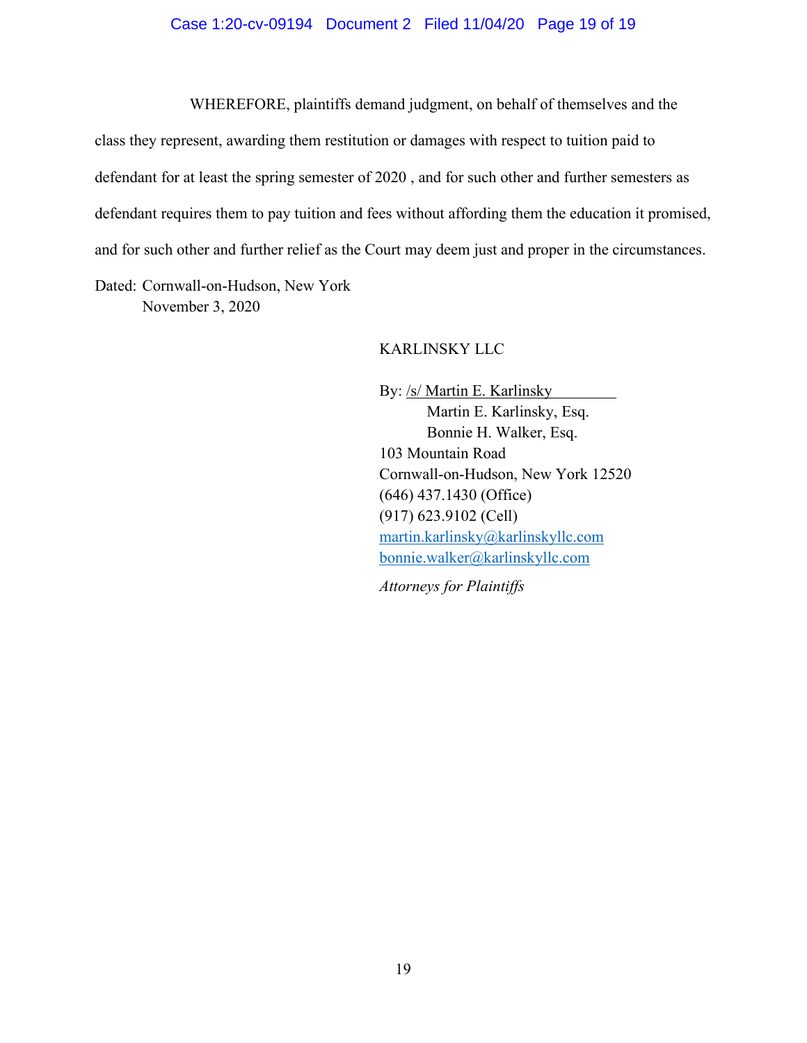WHEREFORE, plaintiffs demand judgment, on behalf of themselves and the class they represent, awarding them restitution or damages with respect to tuition paid to defendant for at least the spring semester of 2020 , and for such other and further semesters as defendant requires them to pay tuition and fees without affording them the education it promised, and for such other and further relief as the Court may deem just and proper in the circumstances.

Dated: Cornwall-on-Hudson, New York
November 3, 2020

KARLINSKY LLC

By: /s/ Martin E. Karlinsky
Martin E. Karlinsky, Esq.
Bonnie H. Walker, Esq.
103 Mountain Road
Cornwall-on-Hudson, New York 12520
(646) 437.1430 (Office)
(917) 623.9102 (Cell)
martin.karlinsky@karlinskyllc.com
bonnie.walker@karlinskyllc.com

*Attorneys for Plaintiffs*